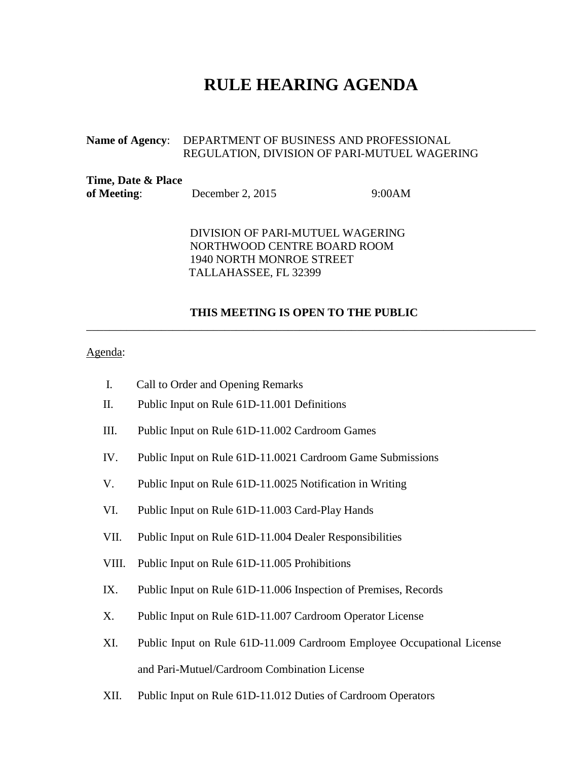# RULE HEARING AGENDA

**Name of Agency**: DEPARTMENT OF BUSINESS AND PROFESSIONAL REGULATION, DIVISION OF PARI-MUTUEL WAGERING

**Time, Date & Place of Meeting**: December 2, 2015 9:00AM

DIVISION OF PARI-MUTUEL WAGERING
NORTHWOOD CENTRE BOARD ROOM
1940 NORTH MONROE STREET
TALLAHASSEE, FL 32399

**THIS MEETING IS OPEN TO THE PUBLIC**

---

Agenda:

I. Call to Order and Opening Remarks

II. Public Input on Rule 61D-11.001 Definitions

III. Public Input on Rule 61D-11.002 Cardroom Games

IV. Public Input on Rule 61D-11.0021 Cardroom Game Submissions

V. Public Input on Rule 61D-11.0025 Notification in Writing

VI. Public Input on Rule 61D-11.003 Card-Play Hands

VII. Public Input on Rule 61D-11.004 Dealer Responsibilities

VIII. Public Input on Rule 61D-11.005 Prohibitions

IX. Public Input on Rule 61D-11.006 Inspection of Premises, Records

X. Public Input on Rule 61D-11.007 Cardroom Operator License

XI. Public Input on Rule 61D-11.009 Cardroom Employee Occupational License and Pari-Mutuel/Cardroom Combination License

XII. Public Input on Rule 61D-11.012 Duties of Cardroom Operators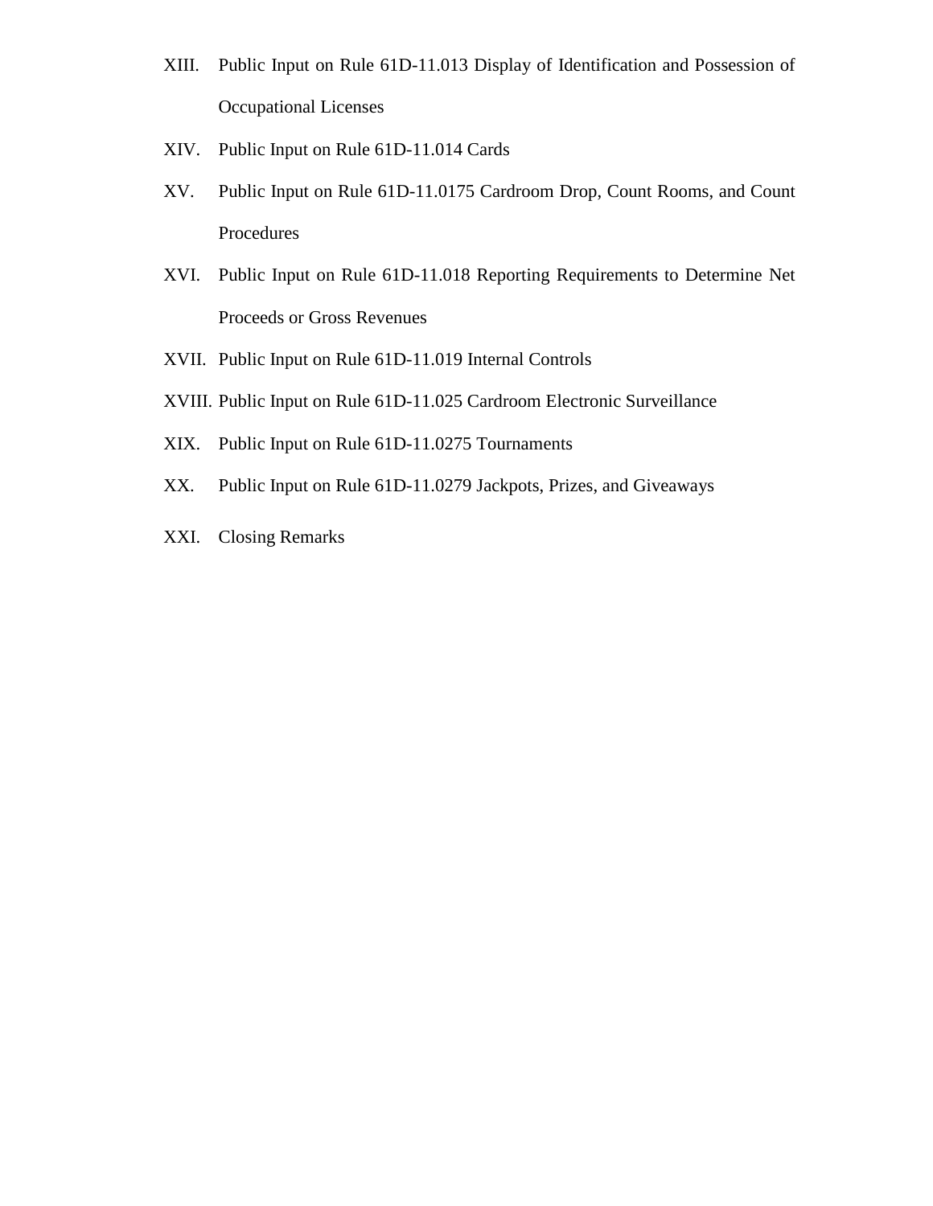XIII. Public Input on Rule 61D-11.013 Display of Identification and Possession of Occupational Licenses

XIV. Public Input on Rule 61D-11.014 Cards

XV. Public Input on Rule 61D-11.0175 Cardroom Drop, Count Rooms, and Count Procedures

XVI. Public Input on Rule 61D-11.018 Reporting Requirements to Determine Net Proceeds or Gross Revenues

XVII. Public Input on Rule 61D-11.019 Internal Controls

XVIII. Public Input on Rule 61D-11.025 Cardroom Electronic Surveillance

XIX. Public Input on Rule 61D-11.0275 Tournaments

XX. Public Input on Rule 61D-11.0279 Jackpots, Prizes, and Giveaways

XXI. Closing Remarks